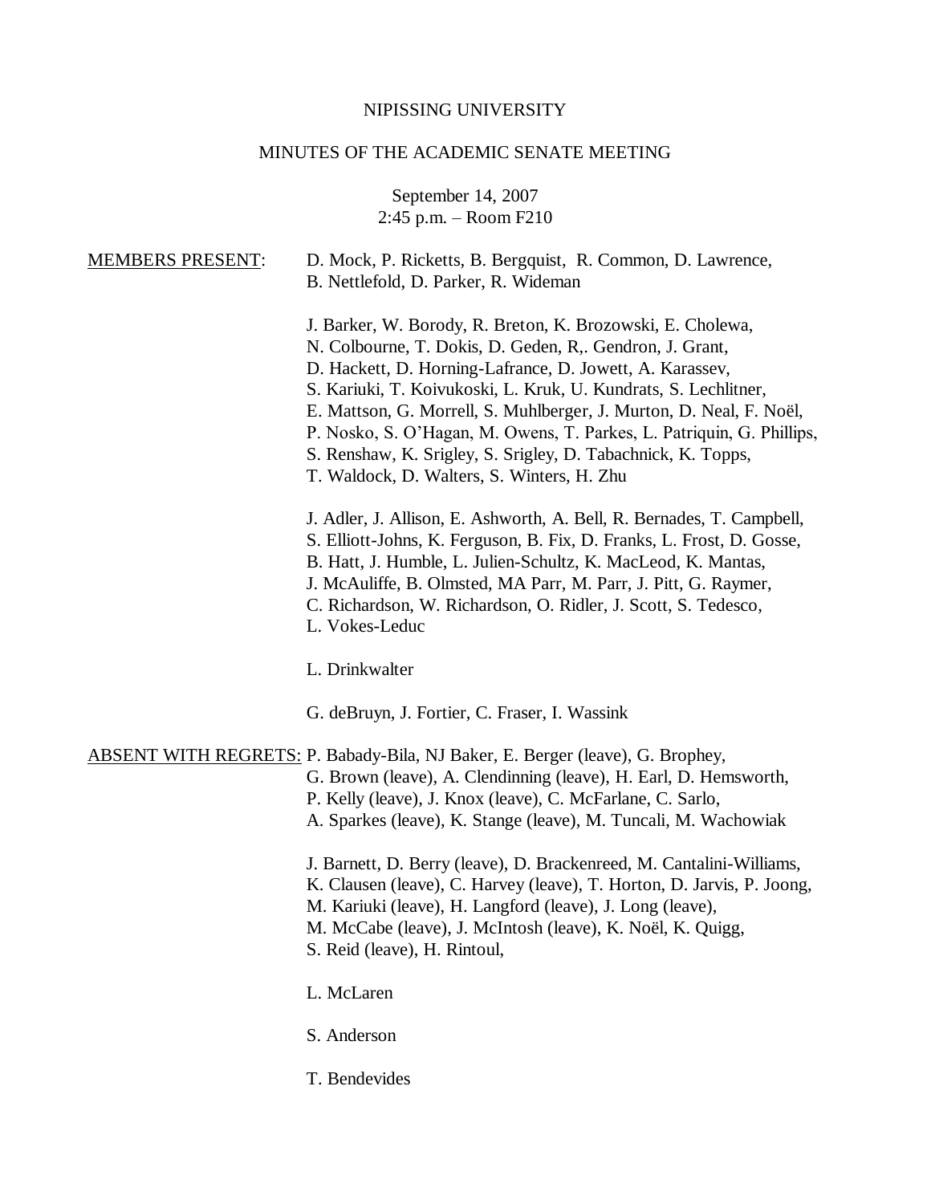NIPISSING UNIVERSITY

MINUTES OF THE ACADEMIC SENATE MEETING

September 14, 2007
2:45 p.m. – Room F210

<u>MEMBERS PRESENT</u>:

D. Mock, P. Ricketts, B. Bergquist, R. Common, D. Lawrence, B. Nettlefold, D. Parker, R. Wideman

J. Barker, W. Borody, R. Breton, K. Brozowski, E. Cholewa, N. Colbourne, T. Dokis, D. Geden, R,. Gendron, J. Grant, D. Hackett, D. Horning-Lafrance, D. Jowett, A. Karassev, S. Kariuki, T. Koivukoski, L. Kruk, U. Kundrats, S. Lechlitner, E. Mattson, G. Morrell, S. Muhlberger, J. Murton, D. Neal, F. Noël, P. Nosko, S. O'Hagan, M. Owens, T. Parkes, L. Patriquin, G. Phillips, S. Renshaw, K. Srigley, S. Srigley, D. Tabachnick, K. Topps, T. Waldock, D. Walters, S. Winters, H. Zhu

J. Adler, J. Allison, E. Ashworth, A. Bell, R. Bernades, T. Campbell, S. Elliott-Johns, K. Ferguson, B. Fix, D. Franks, L. Frost, D. Gosse, B. Hatt, J. Humble, L. Julien-Schultz, K. MacLeod, K. Mantas, J. McAuliffe, B. Olmsted, MA Parr, M. Parr, J. Pitt, G. Raymer, C. Richardson, W. Richardson, O. Ridler, J. Scott, S. Tedesco, L. Vokes-Leduc

L. Drinkwalter

G. deBruyn, J. Fortier, C. Fraser, I. Wassink

<u>ABSENT WITH REGRETS</u>:

P. Babady-Bila, NJ Baker, E. Berger (leave), G. Brophey, G. Brown (leave), A. Clendinning (leave), H. Earl, D. Hemsworth, P. Kelly (leave), J. Knox (leave), C. McFarlane, C. Sarlo, A. Sparkes (leave), K. Stange (leave), M. Tuncali, M. Wachowiak

J. Barnett, D. Berry (leave), D. Brackenreed, M. Cantalini-Williams, K. Clausen (leave), C. Harvey (leave), T. Horton, D. Jarvis, P. Joong, M. Kariuki (leave), H. Langford (leave), J. Long (leave), M. McCabe (leave), J. McIntosh (leave), K. Noël, K. Quigg, S. Reid (leave), H. Rintoul,

L. McLaren

S. Anderson

T. Bendevides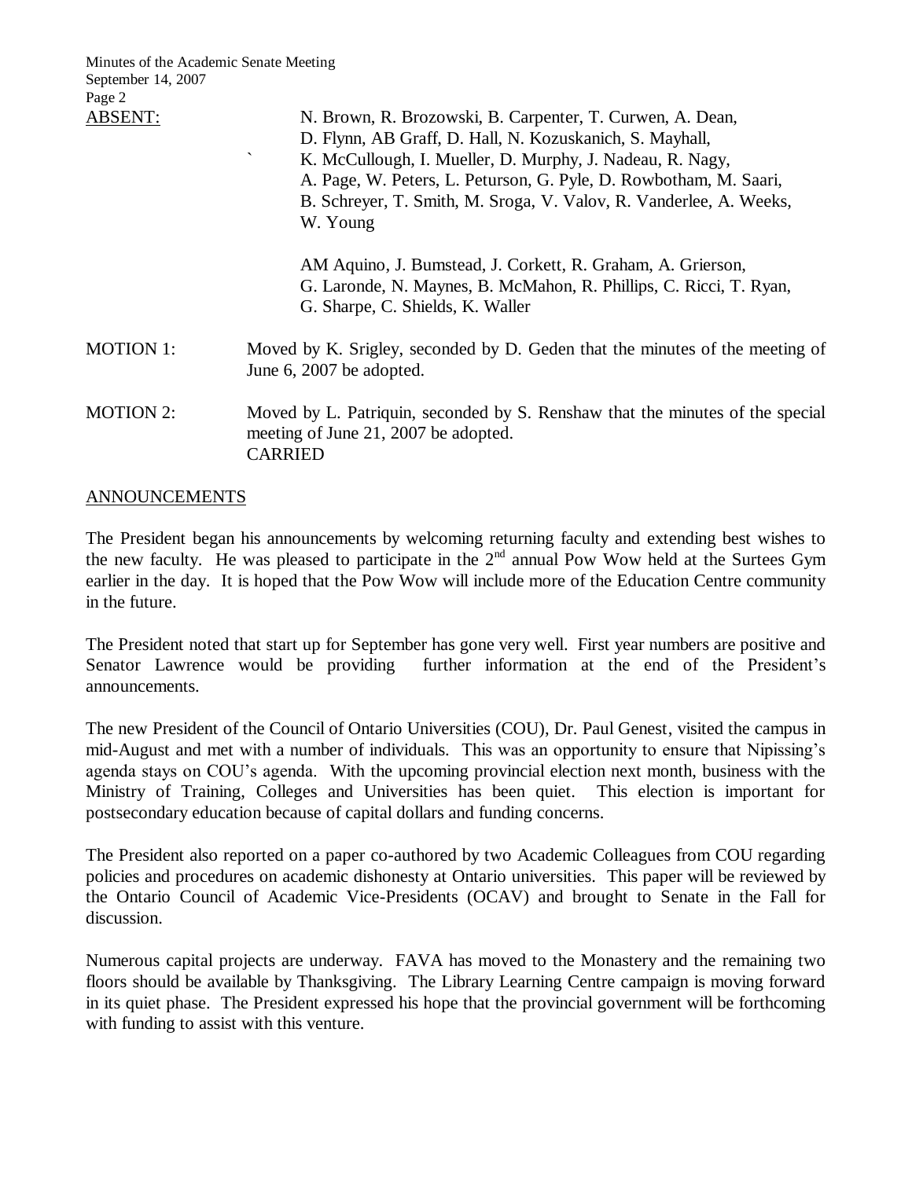ABSENT: N. Brown, R. Brozowski, B. Carpenter, T. Curwen, A. Dean, D. Flynn, AB Graff, D. Hall, N. Kozuskanich, S. Mayhall, K. McCullough, I. Mueller, D. Murphy, J. Nadeau, R. Nagy, A. Page, W. Peters, L. Peturson, G. Pyle, D. Rowbotham, M. Saari, B. Schreyer, T. Smith, M. Sroga, V. Valov, R. Vanderlee, A. Weeks, W. Young

AM Aquino, J. Bumstead, J. Corkett, R. Graham, A. Grierson, G. Laronde, N. Maynes, B. McMahon, R. Phillips, C. Ricci, T. Ryan, G. Sharpe, C. Shields, K. Waller

MOTION 1: Moved by K. Srigley, seconded by D. Geden that the minutes of the meeting of June 6, 2007 be adopted.

MOTION 2: Moved by L. Patriquin, seconded by S. Renshaw that the minutes of the special meeting of June 21, 2007 be adopted.
CARRIED

## ANNOUNCEMENTS

The President began his announcements by welcoming returning faculty and extending best wishes to the new faculty. He was pleased to participate in the 2nd annual Pow Wow held at the Surtees Gym earlier in the day. It is hoped that the Pow Wow will include more of the Education Centre community in the future.

The President noted that start up for September has gone very well. First year numbers are positive and Senator Lawrence would be providing further information at the end of the President's announcements.

The new President of the Council of Ontario Universities (COU), Dr. Paul Genest, visited the campus in mid-August and met with a number of individuals. This was an opportunity to ensure that Nipissing's agenda stays on COU's agenda. With the upcoming provincial election next month, business with the Ministry of Training, Colleges and Universities has been quiet. This election is important for postsecondary education because of capital dollars and funding concerns.

The President also reported on a paper co-authored by two Academic Colleagues from COU regarding policies and procedures on academic dishonesty at Ontario universities. This paper will be reviewed by the Ontario Council of Academic Vice-Presidents (OCAV) and brought to Senate in the Fall for discussion.

Numerous capital projects are underway. FAVA has moved to the Monastery and the remaining two floors should be available by Thanksgiving. The Library Learning Centre campaign is moving forward in its quiet phase. The President expressed his hope that the provincial government will be forthcoming with funding to assist with this venture.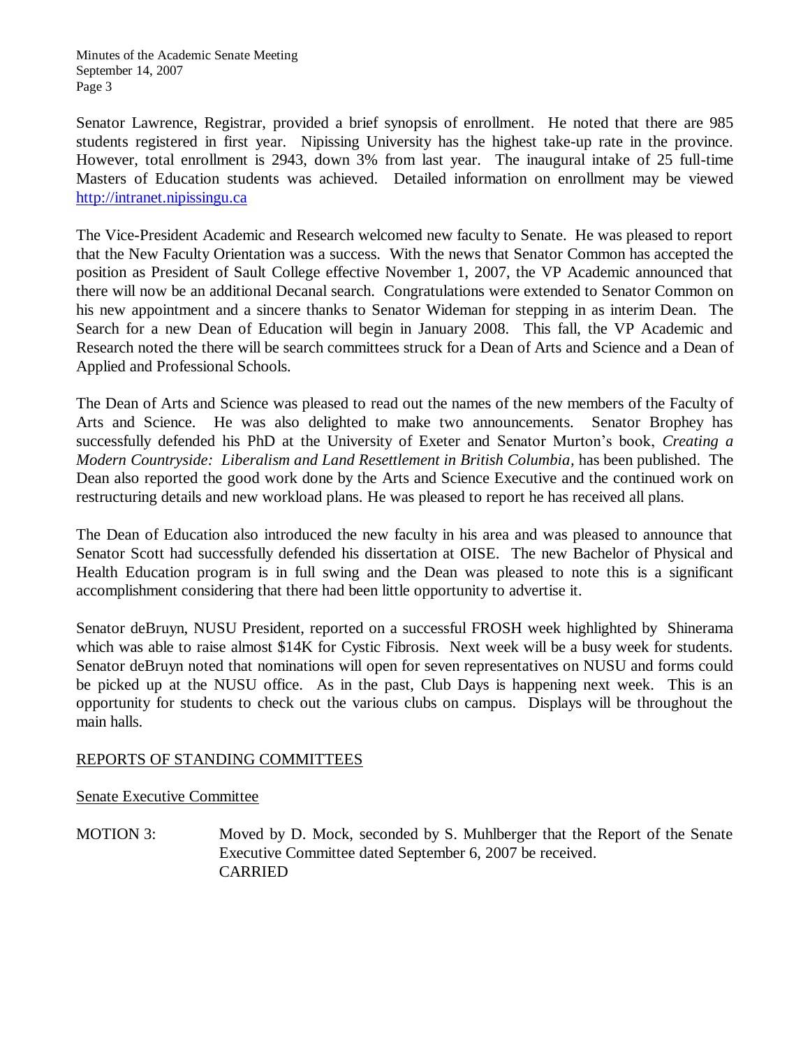Senator Lawrence, Registrar, provided a brief synopsis of enrollment. He noted that there are 985 students registered in first year. Nipissing University has the highest take-up rate in the province. However, total enrollment is 2943, down 3% from last year. The inaugural intake of 25 full-time Masters of Education students was achieved. Detailed information on enrollment may be viewed http://intranet.nipissingu.ca

The Vice-President Academic and Research welcomed new faculty to Senate. He was pleased to report that the New Faculty Orientation was a success. With the news that Senator Common has accepted the position as President of Sault College effective November 1, 2007, the VP Academic announced that there will now be an additional Decanal search. Congratulations were extended to Senator Common on his new appointment and a sincere thanks to Senator Wideman for stepping in as interim Dean. The Search for a new Dean of Education will begin in January 2008. This fall, the VP Academic and Research noted the there will be search committees struck for a Dean of Arts and Science and a Dean of Applied and Professional Schools.

The Dean of Arts and Science was pleased to read out the names of the new members of the Faculty of Arts and Science. He was also delighted to make two announcements. Senator Brophey has successfully defended his PhD at the University of Exeter and Senator Murton's book, *Creating a Modern Countryside: Liberalism and Land Resettlement in British Columbia,* has been published. The Dean also reported the good work done by the Arts and Science Executive and the continued work on restructuring details and new workload plans. He was pleased to report he has received all plans.

The Dean of Education also introduced the new faculty in his area and was pleased to announce that Senator Scott had successfully defended his dissertation at OISE. The new Bachelor of Physical and Health Education program is in full swing and the Dean was pleased to note this is a significant accomplishment considering that there had been little opportunity to advertise it.

Senator deBruyn, NUSU President, reported on a successful FROSH week highlighted by Shinerama which was able to raise almost $14K for Cystic Fibrosis. Next week will be a busy week for students. Senator deBruyn noted that nominations will open for seven representatives on NUSU and forms could be picked up at the NUSU office. As in the past, Club Days is happening next week. This is an opportunity for students to check out the various clubs on campus. Displays will be throughout the main halls.

## REPORTS OF STANDING COMMITTEES

### Senate Executive Committee

MOTION 3: Moved by D. Mock, seconded by S. Muhlberger that the Report of the Senate Executive Committee dated September 6, 2007 be received.
CARRIED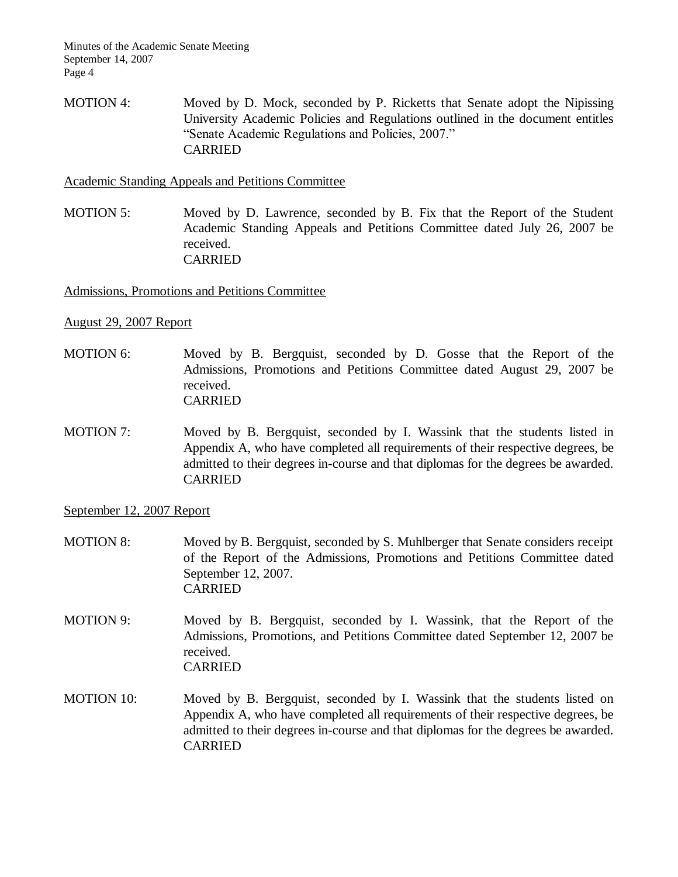MOTION 4: Moved by D. Mock, seconded by P. Ricketts that Senate adopt the Nipissing University Academic Policies and Regulations outlined in the document entitles "Senate Academic Regulations and Policies, 2007."
CARRIED

<u>Academic Standing Appeals and Petitions Committee</u>

MOTION 5: Moved by D. Lawrence, seconded by B. Fix that the Report of the Student Academic Standing Appeals and Petitions Committee dated July 26, 2007 be received.
CARRIED

<u>Admissions, Promotions and Petitions Committee</u>

<u>August 29, 2007 Report</u>

MOTION 6: Moved by B. Bergquist, seconded by D. Gosse that the Report of the Admissions, Promotions and Petitions Committee dated August 29, 2007 be received.
CARRIED

MOTION 7: Moved by B. Bergquist, seconded by I. Wassink that the students listed in Appendix A, who have completed all requirements of their respective degrees, be admitted to their degrees in-course and that diplomas for the degrees be awarded.
CARRIED

<u>September 12, 2007 Report</u>

MOTION 8: Moved by B. Bergquist, seconded by S. Muhlberger that Senate considers receipt of the Report of the Admissions, Promotions and Petitions Committee dated September 12, 2007.
CARRIED

MOTION 9: Moved by B. Bergquist, seconded by I. Wassink, that the Report of the Admissions, Promotions, and Petitions Committee dated September 12, 2007 be received.
CARRIED

MOTION 10: Moved by B. Bergquist, seconded by I. Wassink that the students listed on Appendix A, who have completed all requirements of their respective degrees, be admitted to their degrees in-course and that diplomas for the degrees be awarded.
CARRIED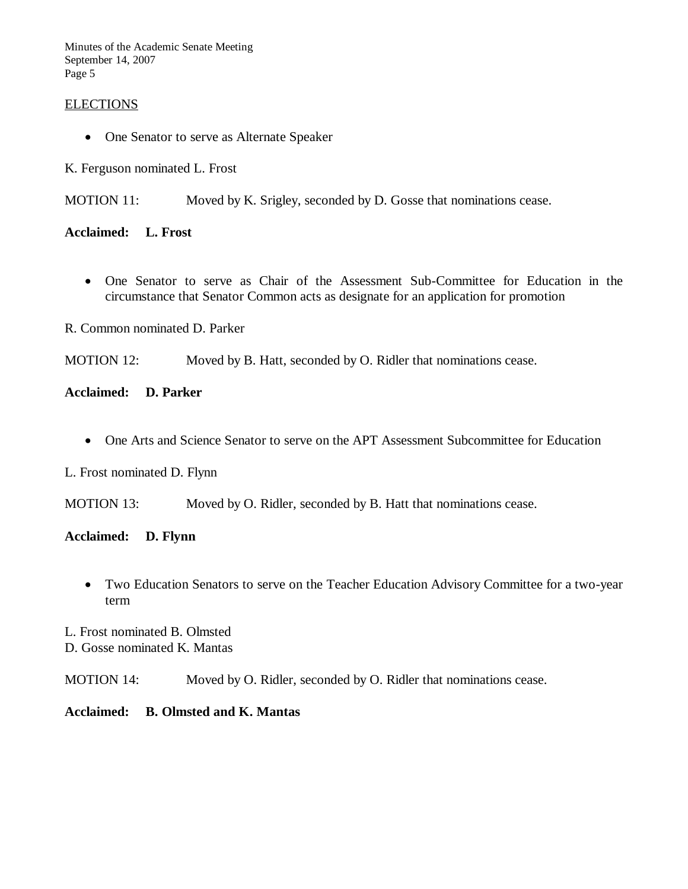## ELECTIONS

- One Senator to serve as Alternate Speaker

K. Ferguson nominated L. Frost

MOTION 11: Moved by K. Srigley, seconded by D. Gosse that nominations cease.

**Acclaimed: L. Frost**

- One Senator to serve as Chair of the Assessment Sub-Committee for Education in the circumstance that Senator Common acts as designate for an application for promotion

R. Common nominated D. Parker

MOTION 12: Moved by B. Hatt, seconded by O. Ridler that nominations cease.

**Acclaimed: D. Parker**

- One Arts and Science Senator to serve on the APT Assessment Subcommittee for Education

L. Frost nominated D. Flynn

MOTION 13: Moved by O. Ridler, seconded by B. Hatt that nominations cease.

**Acclaimed: D. Flynn**

- Two Education Senators to serve on the Teacher Education Advisory Committee for a two-year term

L. Frost nominated B. Olmsted
D. Gosse nominated K. Mantas

MOTION 14: Moved by O. Ridler, seconded by O. Ridler that nominations cease.

**Acclaimed: B. Olmsted and K. Mantas**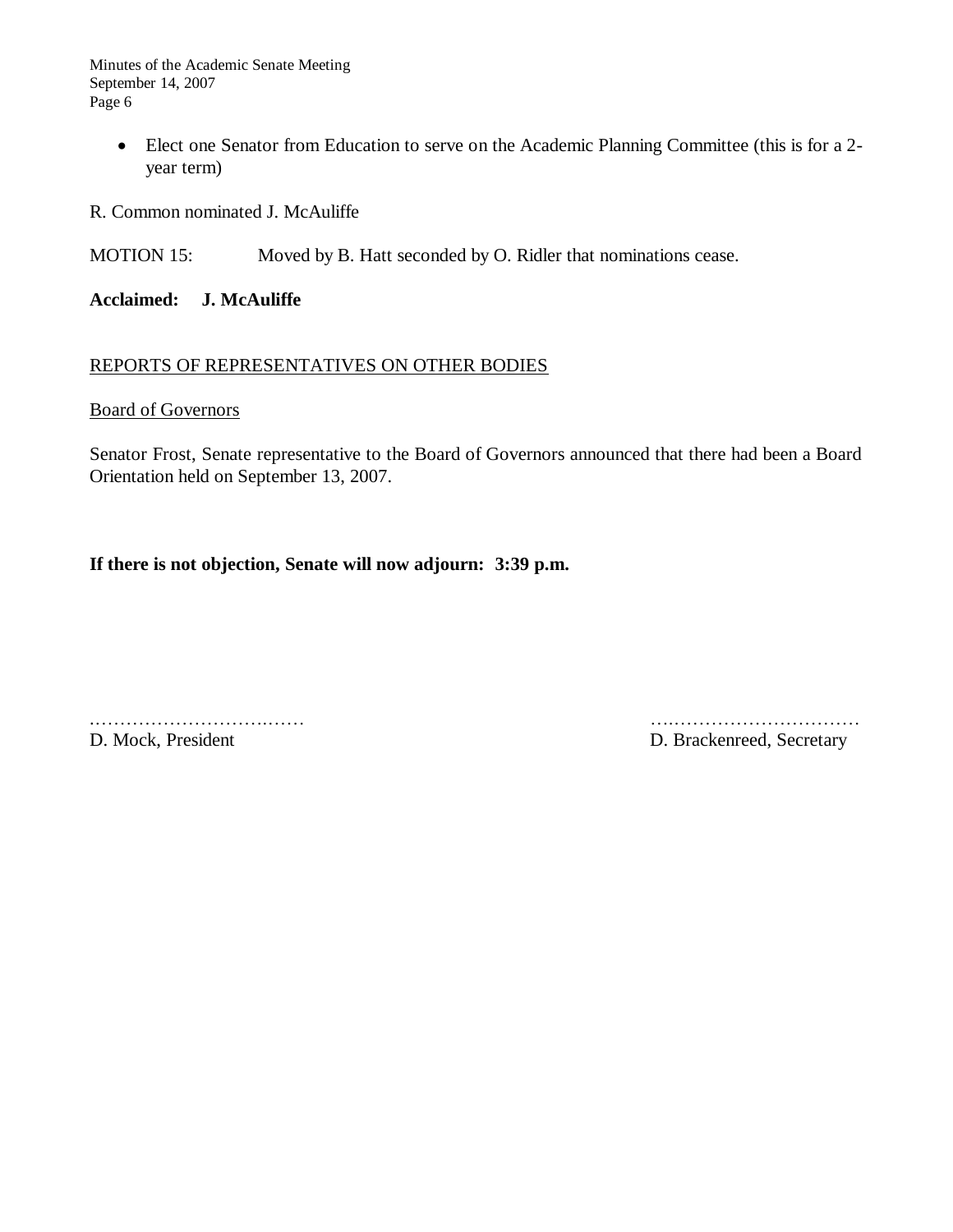- Elect one Senator from Education to serve on the Academic Planning Committee (this is for a 2-year term)

R. Common nominated J. McAuliffe

MOTION 15: Moved by B. Hatt seconded by O. Ridler that nominations cease.

**Acclaimed: J. McAuliffe**

REPORTS OF REPRESENTATIVES ON OTHER BODIES

Board of Governors

Senator Frost, Senate representative to the Board of Governors announced that there had been a Board Orientation held on September 13, 2007.

**If there is not objection, Senate will now adjourn: 3:39 p.m.**

……………………………… ……………………………

D. Mock, President D. Brackenreed, Secretary